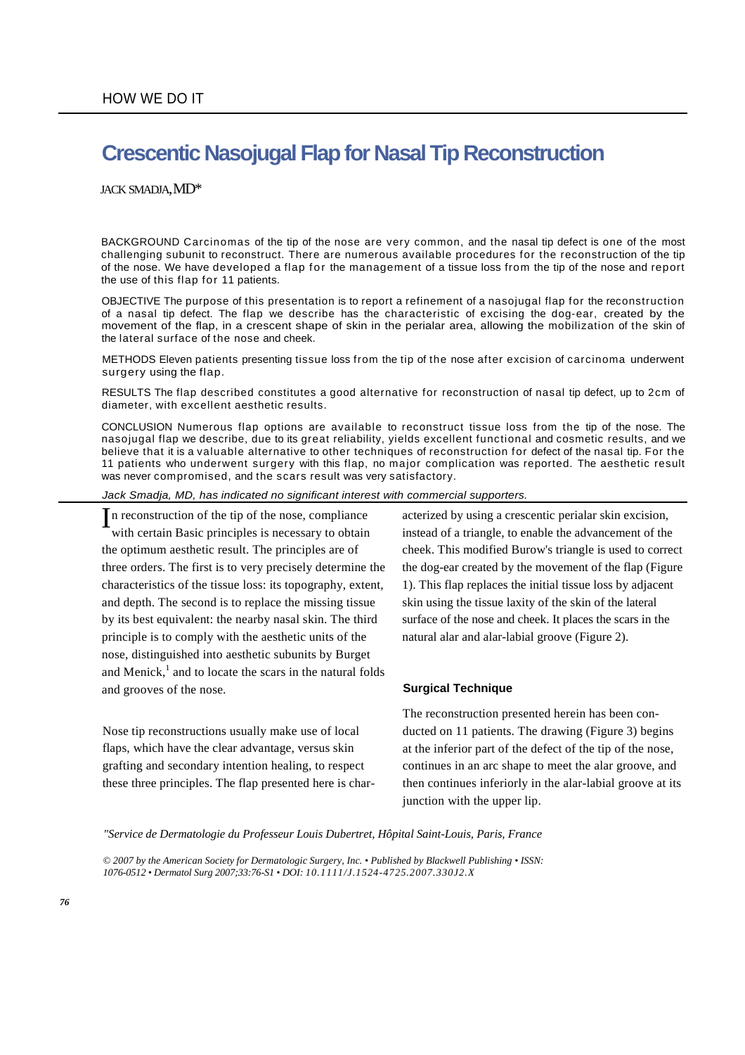HOW WE DO IT

# Crescentic Nasojugal Flap for Nasal Tip Reconstruction

JACK SMADJA, MD*

BACKGROUND Carcinomas of the tip of the nose are very common, and the nasal tip defect is one of the most challenging subunit to reconstruct. There are numerous available procedures for the reconstruction of the tip of the nose. We have developed a flap for the management of a tissue loss from the tip of the nose and report the use of this flap for 11 patients.

OBJECTIVE The purpose of this presentation is to report a refinement of a nasojugal flap for the reconstruction of a nasal tip defect. The flap we describe has the characteristic of excising the dog-ear, created by the movement of the flap, in a crescent shape of skin in the perialar area, allowing the mobilization of the skin of the lateral surface of the nose and cheek.

METHODS Eleven patients presenting tissue loss from the tip of the nose after excision of carcinoma underwent surgery using the flap.

RESULTS The flap described constitutes a good alternative for reconstruction of nasal tip defect, up to 2cm of diameter, with excellent aesthetic results.

CONCLUSION Numerous flap options are available to reconstruct tissue loss from the tip of the nose. The nasojugal flap we describe, due to its great reliability, yields excellent functional and cosmetic results, and we believe that it is a valuable alternative to other techniques of reconstruction for defect of the nasal tip. For the 11 patients who underwent surgery with this flap, no major complication was reported. The aesthetic result was never compromised, and the scars result was very satisfactory.

*Jack Smadja, MD, has indicated no significant interest with commercial supporters.*

In reconstruction of the tip of the nose, compliance with certain Basic principles is necessary to obtain the optimum aesthetic result. The principles are of three orders. The first is to very precisely determine the characteristics of the tissue loss: its topography, extent, and depth. The second is to replace the missing tissue by its best equivalent: the nearby nasal skin. The third principle is to comply with the aesthetic units of the nose, distinguished into aesthetic subunits by Burget and Menick,[1] and to locate the scars in the natural folds and grooves of the nose.

Nose tip reconstructions usually make use of local flaps, which have the clear advantage, versus skin grafting and secondary intention healing, to respect these three principles. The flap presented here is characterized by using a crescentic perialar skin excision, instead of a triangle, to enable the advancement of the cheek. This modified Burow's triangle is used to correct the dog-ear created by the movement of the flap (Figure 1). This flap replaces the initial tissue loss by adjacent skin using the tissue laxity of the skin of the lateral surface of the nose and cheek. It places the scars in the natural alar and alar-labial groove (Figure 2).

## Surgical Technique

The reconstruction presented herein has been conducted on 11 patients. The drawing (Figure 3) begins at the inferior part of the defect of the tip of the nose, continues in an arc shape to meet the alar groove, and then continues inferiorly in the alar-labial groove at its junction with the upper lip.

*"Service de Dermatologie du Professeur Louis Dubertret, Hôpital Saint-Louis, Paris, France*

*© 2007 by the American Society for Dermatologic Surgery, Inc. • Published by Blackwell Publishing • ISSN: 1076-0512 • Dermatol Surg 2007;33:76-S1 • DOI: 10.1111/J.1524-4725.2007.330J2.X*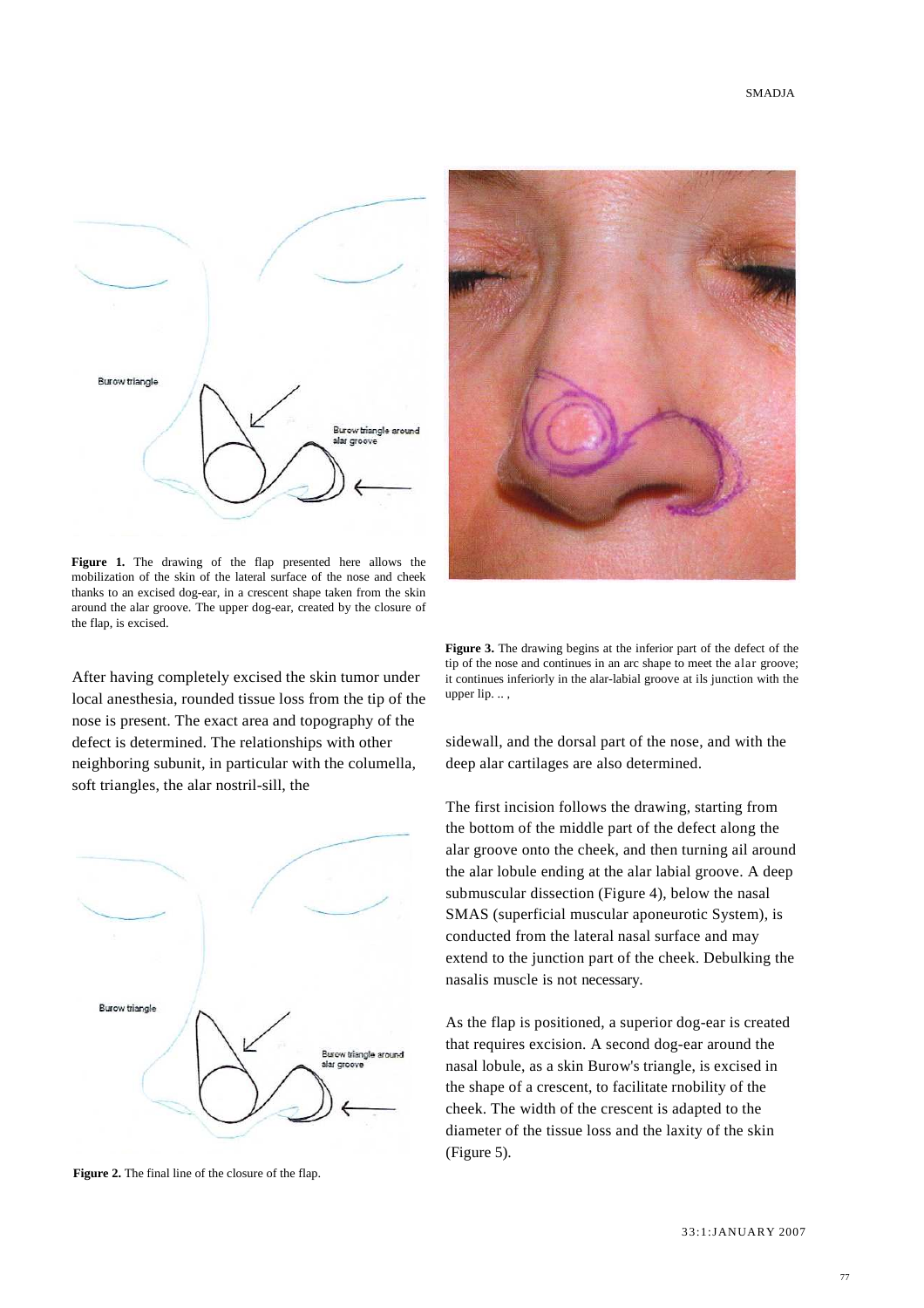**Figure 1.** The drawing of the flap presented here allows the mobilization of the skin of the lateral surface of the nose and cheek thanks to an excised dog-ear, in a crescent shape taken from the skin around the alar groove. The upper dog-ear, created by the closure of the flap, is excised.

**Figure 3.** The drawing begins at the inferior part of the defect of the tip of the nose and continues in an arc shape to meet the alar groove; it continues inferiorly in the alar-labial groove at ils junction with the upper lip. .. ,

After having completely excised the skin tumor under local anesthesia, rounded tissue loss from the tip of the nose is present. The exact area and topography of the defect is determined. The relationships with other neighboring subunit, in particular with the columella, soft triangles, the alar nostril-sill, the sidewall, and the dorsal part of the nose, and with the deep alar cartilages are also determined.

**Figure 2.** The final line of the closure of the flap.

The first incision follows the drawing, starting from the bottom of the middle part of the defect along the alar groove onto the cheek, and then turning ail around the alar lobule ending at the alar labial groove. A deep submuscular dissection (Figure 4), below the nasal SMAS (superficial muscular aponeurotic System), is conducted from the lateral nasal surface and may extend to the junction part of the cheek. Debulking the nasalis muscle is not necessary.

As the flap is positioned, a superior dog-ear is created that requires excision. A second dog-ear around the nasal lobule, as a skin Burow's triangle, is excised in the shape of a crescent, to facilitate rnobility of the cheek. The width of the crescent is adapted to the diameter of the tissue loss and the laxity of the skin (Figure 5).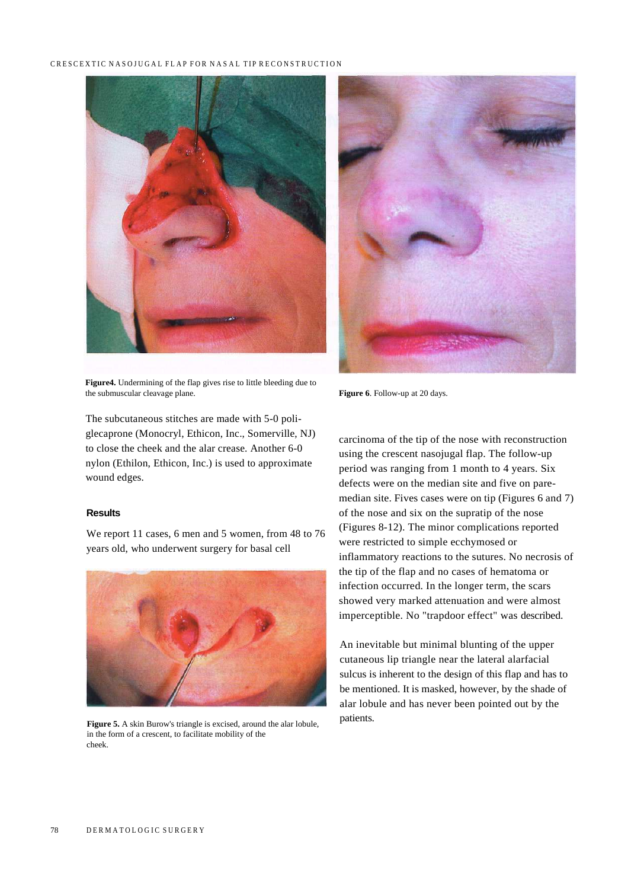**Figure4.** Undermining of the flap gives rise to little bleeding due to the submuscular cleavage plane.

**Figure 6**. Follow-up at 20 days.

The subcutaneous stitches are made with 5-0 poliglecaprone (Monocryl, Ethicon, Inc., Somerville, NJ) to close the cheek and the alar crease. Another 6-0 nylon (Ethilon, Ethicon, Inc.) is used to approximate wound edges.

### Results

We report 11 cases, 6 men and 5 women, from 48 to 76 years old, who underwent surgery for basal cell carcinoma of the tip of the nose with reconstruction using the crescent nasojugal flap. The follow-up period was ranging from 1 month to 4 years. Six defects were on the median site and five on paremedian site. Fives cases were on tip (Figures 6 and 7) of the nose and six on the supratip of the nose (Figures 8-12). The minor complications reported were restricted to simple ecchymosed or inflammatory reactions to the sutures. No necrosis of the tip of the flap and no cases of hematoma or infection occurred. In the longer term, the scars showed very marked attenuation and were almost imperceptible. No "trapdoor effect" was described.

**Figure 5.** A skin Burow's triangle is excised, around the alar lobule, in the form of a crescent, to facilitate mobility of the cheek.

An inevitable but minimal blunting of the upper cutaneous lip triangle near the lateral alarfacial sulcus is inherent to the design of this flap and has to be mentioned. It is masked, however, by the shade of alar lobule and has never been pointed out by the patients.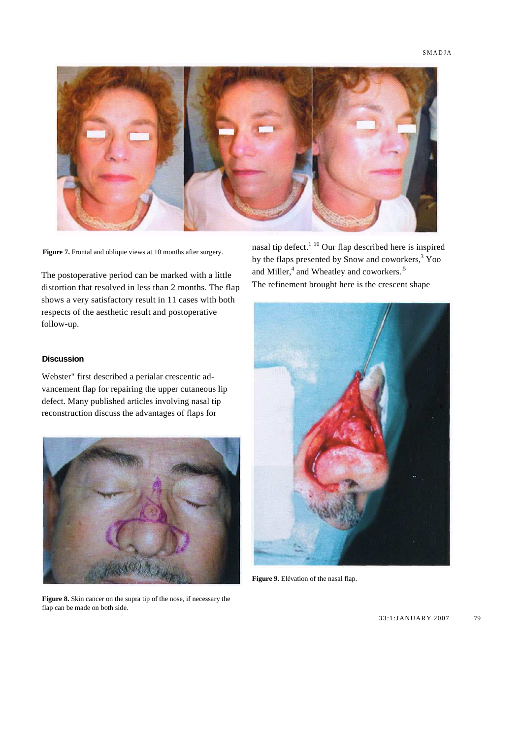Figure 7. Frontal and oblique views at 10 months after surgery.

The postoperative period can be marked with a little distortion that resolved in less than 2 months. The flap shows a very satisfactory result in 11 cases with both respects of the aesthetic result and postoperative follow-up.

## Discussion

Webster" first described a perialar crescentic advancement flap for repairing the upper cutaneous lip defect. Many published articles involving nasal tip reconstruction discuss the advantages of flaps for nasal tip defect.[1 10] Our flap described here is inspired by the flaps presented by Snow and coworkers,[3] Yoo and Miller,[4] and Wheatley and coworkers.[5] The refinement brought here is the crescent shape

Figure 8. Skin cancer on the supra tip of the nose, if necessary the flap can be made on both side.

Figure 9. Elévation of the nasal flap.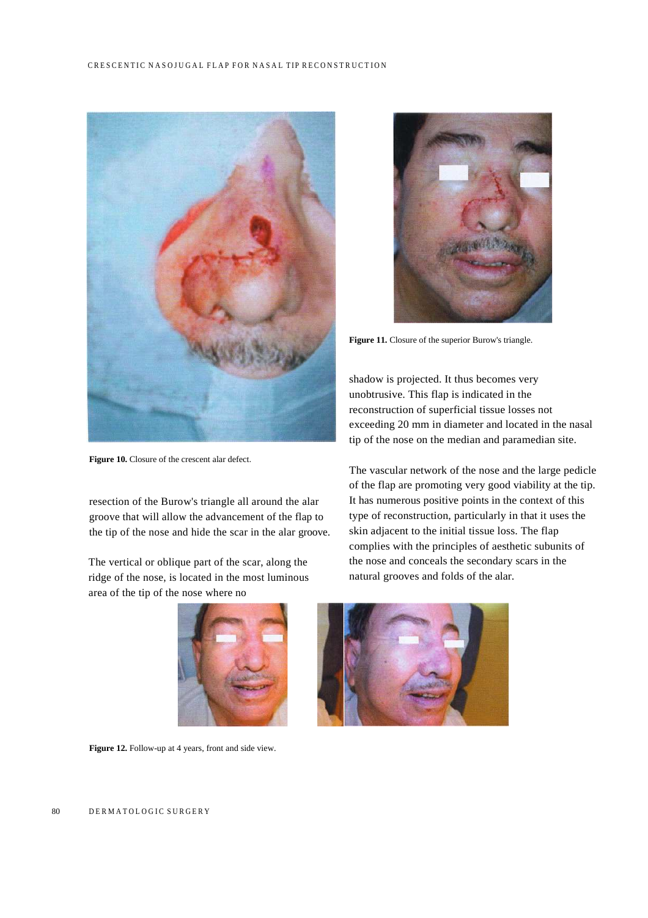Figure 10. Closure of the crescent alar defect.

resection of the Burow's triangle all around the alar groove that will allow the advancement of the flap to the tip of the nose and hide the scar in the alar groove.

The vertical or oblique part of the scar, along the ridge of the nose, is located in the most luminous area of the tip of the nose where no shadow is projected. It thus becomes very unobtrusive. This flap is indicated in the reconstruction of superficial tissue losses not exceeding 20 mm in diameter and located in the nasal tip of the nose on the median and paramedian site.

The vascular network of the nose and the large pedicle of the flap are promoting very good viability at the tip. It has numerous positive points in the context of this type of reconstruction, particularly in that it uses the skin adjacent to the initial tissue loss. The flap complies with the principles of aesthetic subunits of the nose and conceals the secondary scars in the natural grooves and folds of the alar.

**Figure 11.** Closure of the superior Burow's triangle.

**Figure 12.** Follow-up at 4 years, front and side view.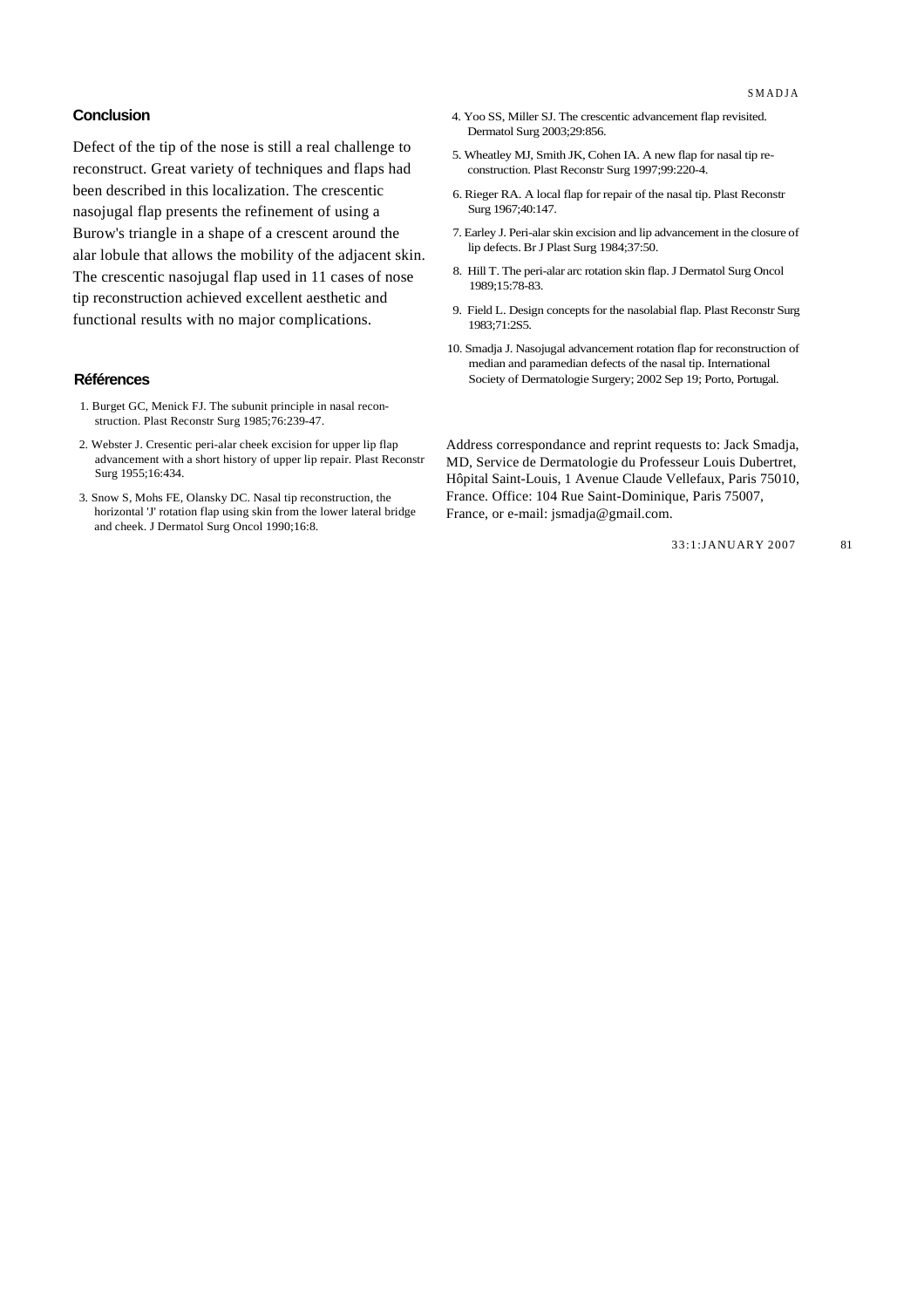## Conclusion

Defect of the tip of the nose is still a real challenge to reconstruct. Great variety of techniques and flaps had been described in this localization. The crescentic nasojugal flap presents the refinement of using a Burow's triangle in a shape of a crescent around the alar lobule that allows the mobility of the adjacent skin. The crescentic nasojugal flap used in 11 cases of nose tip reconstruction achieved excellent aesthetic and functional results with no major complications.

## Références

1. Burget GC, Menick FJ. The subunit principle in nasal reconstruction. Plast Reconstr Surg 1985;76:239-47.
2. Webster J. Cresentic peri-alar cheek excision for upper lip flap advancement with a short history of upper lip repair. Plast Reconstr Surg 1955;16:434.
3. Snow S, Mohs FE, Olansky DC. Nasal tip reconstruction, the horizontal 'J' rotation flap using skin from the lower lateral bridge and cheek. J Dermatol Surg Oncol 1990;16:8.
4. Yoo SS, Miller SJ. The crescentic advancement flap revisited. Dermatol Surg 2003;29:856.
5. Wheatley MJ, Smith JK, Cohen IA. A new flap for nasal tip reconstruction. Plast Reconstr Surg 1997;99:220-4.
6. Rieger RA. A local flap for repair of the nasal tip. Plast Reconstr Surg 1967;40:147.
7. Earley J. Peri-alar skin excision and lip advancement in the closure of lip defects. Br J Plast Surg 1984;37:50.
8. Hill T. The peri-alar arc rotation skin flap. J Dermatol Surg Oncol 1989;15:78-83.
9. Field L. Design concepts for the nasolabial flap. Plast Reconstr Surg 1983;71:2S5.
10. Smadja J. Nasojugal advancement rotation flap for reconstruction of median and paramedian defects of the nasal tip. International Society of Dermatologie Surgery; 2002 Sep 19; Porto, Portugal.

Address correspondance and reprint requests to: Jack Smadja, MD, Service de Dermatologie du Professeur Louis Dubertret, Hôpital Saint-Louis, 1 Avenue Claude Vellefaux, Paris 75010, France. Office: 104 Rue Saint-Dominique, Paris 75007, France, or e-mail: jsmadja@gmail.com.